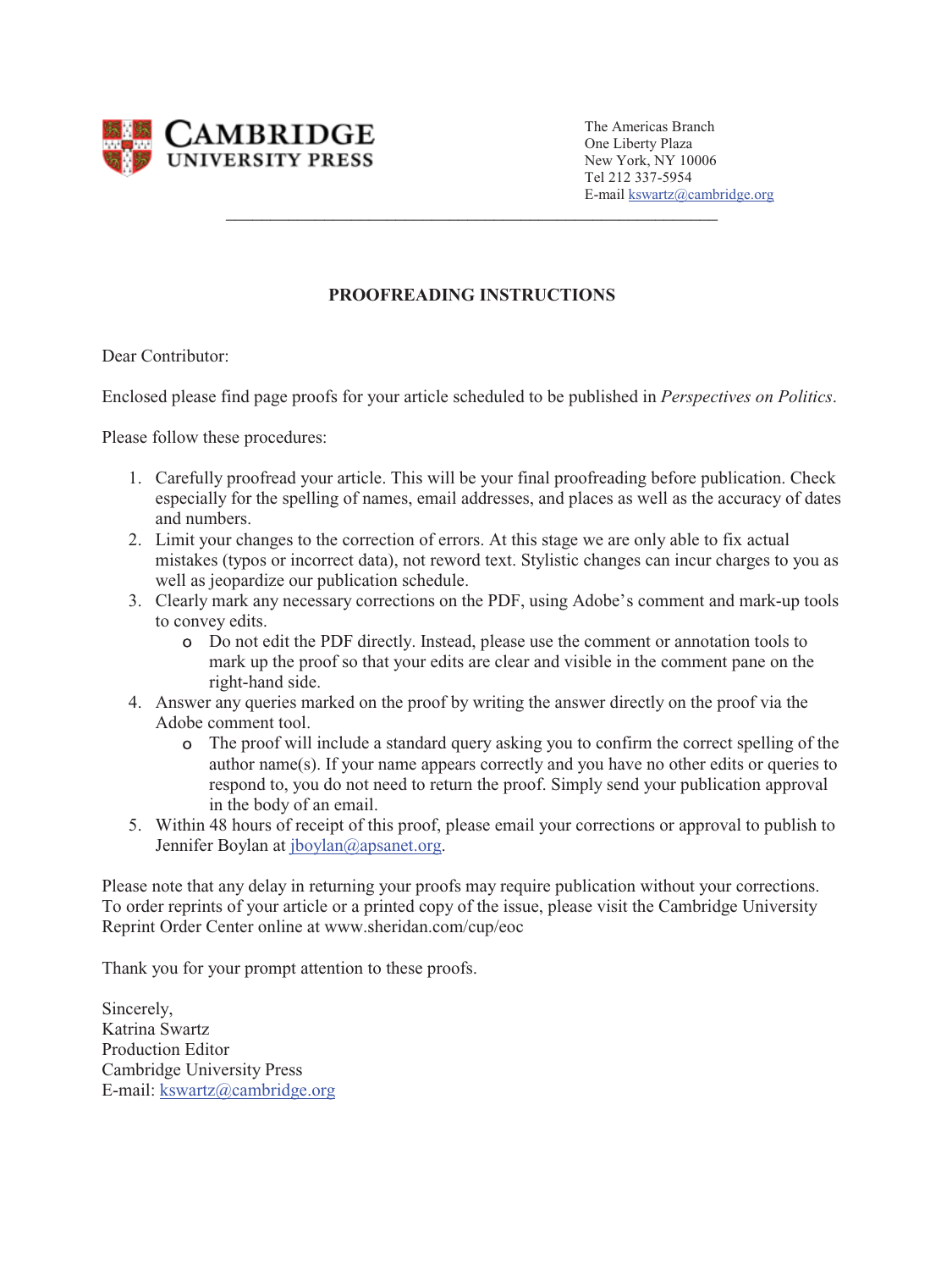CAMBRIDGE UNIVERSITY PRESS

The Americas Branch
One Liberty Plaza
New York, NY 10006
Tel 212 337-5954
E-mail kswartz@cambridge.org

---

## PROOFREADING INSTRUCTIONS

Dear Contributor:

Enclosed please find page proofs for your article scheduled to be published in *Perspectives on Politics*.

Please follow these procedures:

1. Carefully proofread your article. This will be your final proofreading before publication. Check especially for the spelling of names, email addresses, and places as well as the accuracy of dates and numbers.
2. Limit your changes to the correction of errors. At this stage we are only able to fix actual mistakes (typos or incorrect data), not reword text. Stylistic changes can incur charges to you as well as jeopardize our publication schedule.
3. Clearly mark any necessary corrections on the PDF, using Adobe's comment and mark-up tools to convey edits.
   - Do not edit the PDF directly. Instead, please use the comment or annotation tools to mark up the proof so that your edits are clear and visible in the comment pane on the right-hand side.
4. Answer any queries marked on the proof by writing the answer directly on the proof via the Adobe comment tool.
   - The proof will include a standard query asking you to confirm the correct spelling of the author name(s). If your name appears correctly and you have no other edits or queries to respond to, you do not need to return the proof. Simply send your publication approval in the body of an email.
5. Within 48 hours of receipt of this proof, please email your corrections or approval to publish to Jennifer Boylan at jboylan@apsanet.org.

Please note that any delay in returning your proofs may require publication without your corrections. To order reprints of your article or a printed copy of the issue, please visit the Cambridge University Reprint Order Center online at www.sheridan.com/cup/eoc

Thank you for your prompt attention to these proofs.

Sincerely,
Katrina Swartz
Production Editor
Cambridge University Press
E-mail: kswartz@cambridge.org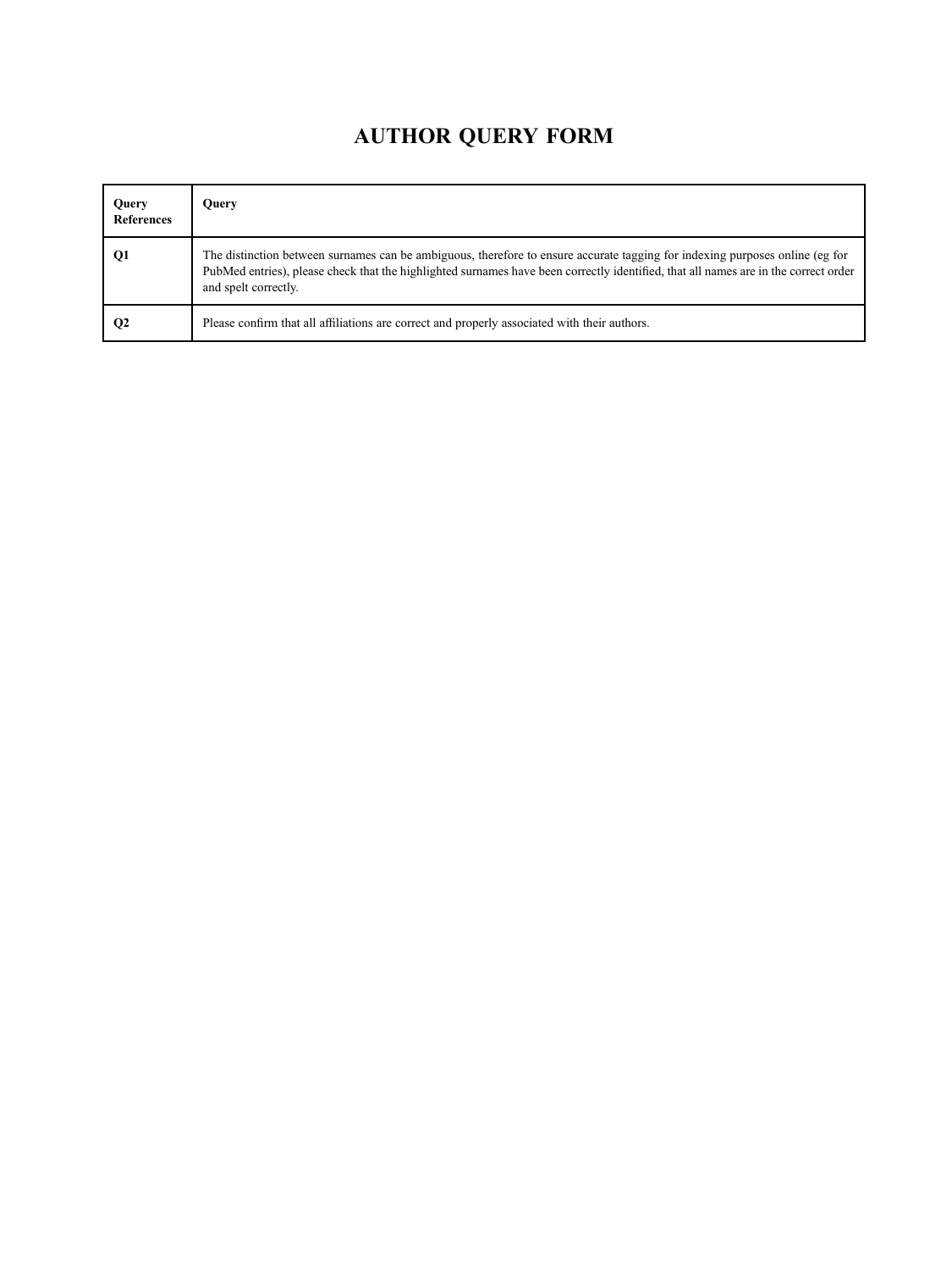# AUTHOR QUERY FORM

| Query References | Query |
| --- | --- |
| Q1 | The distinction between surnames can be ambiguous, therefore to ensure accurate tagging for indexing purposes online (eg for PubMed entries), please check that the highlighted surnames have been correctly identified, that all names are in the correct order and spelt correctly. |
| Q2 | Please confirm that all affiliations are correct and properly associated with their authors. |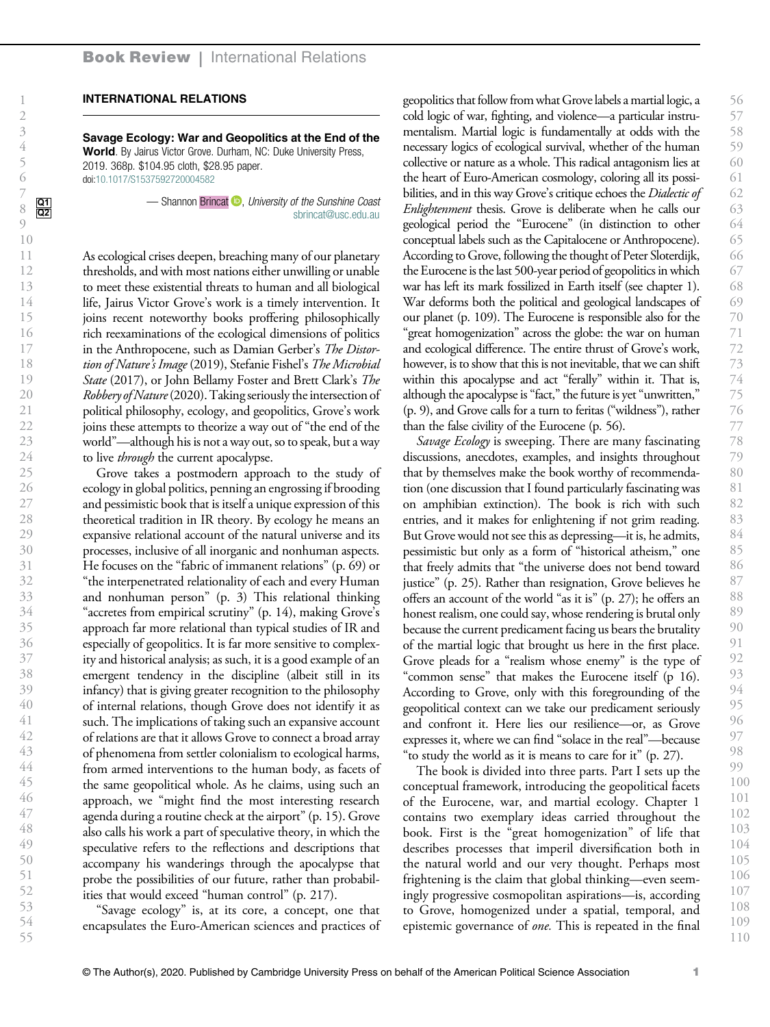**INTERNATIONAL RELATIONS**

**Savage Ecology: War and Geopolitics at the End of the World**. By Jairus Victor Grove. Durham, NC: Duke University Press, 2019. 368p. $104.95 cloth, $28.95 paper.
doi:10.1017/S1537592720004582

— Shannon Brincat, *University of the Sunshine Coast*
sbrincat@usc.edu.au

As ecological crises deepen, breaching many of our planetary thresholds, and with most nations either unwilling or unable to meet these existential threats to human and all biological life, Jairus Victor Grove's work is a timely intervention. It joins recent noteworthy books proffering philosophically rich reexaminations of the ecological dimensions of politics in the Anthropocene, such as Damian Gerber's *The Distortion of Nature's Image* (2019), Stefanie Fishel's *The Microbial State* (2017), or John Bellamy Foster and Brett Clark's *The Robbery of Nature* (2020). Taking seriously the intersection of political philosophy, ecology, and geopolitics, Grove's work joins these attempts to theorize a way out of "the end of the world"—although his is not a way out, so to speak, but a way to live *through* the current apocalypse.

Grove takes a postmodern approach to the study of ecology in global politics, penning an engrossing if brooding and pessimistic book that is itself a unique expression of this theoretical tradition in IR theory. By ecology he means an expansive relational account of the natural universe and its processes, inclusive of all inorganic and nonhuman aspects. He focuses on the "fabric of immanent relations" (p. 69) or "the interpenetrated relationality of each and every Human and nonhuman person" (p. 3) This relational thinking "accretes from empirical scrutiny" (p. 14), making Grove's approach far more relational than typical studies of IR and especially of geopolitics. It is far more sensitive to complexity and historical analysis; as such, it is a good example of an emergent tendency in the discipline (albeit still in its infancy) that is giving greater recognition to the philosophy of internal relations, though Grove does not identify it as such. The implications of taking such an expansive account of relations are that it allows Grove to connect a broad array of phenomena from settler colonialism to ecological harms, from armed interventions to the human body, as facets of the same geopolitical whole. As he claims, using such an approach, we "might find the most interesting research agenda during a routine check at the airport" (p. 15). Grove also calls his work a part of speculative theory, in which the speculative refers to the reflections and descriptions that accompany his wanderings through the apocalypse that probe the possibilities of our future, rather than probabilities that would exceed "human control" (p. 217).

"Savage ecology" is, at its core, a concept, one that encapsulates the Euro-American sciences and practices of geopolitics that follow from what Grove labels a martial logic, a cold logic of war, fighting, and violence—a particular instrumentalism. Martial logic is fundamentally at odds with the necessary logics of ecological survival, whether of the human collective or nature as a whole. This radical antagonism lies at the heart of Euro-American cosmology, coloring all its possibilities, and in this way Grove's critique echoes the *Dialectic of Enlightenment* thesis. Grove is deliberate when he calls our geological period the "Eurocene" (in distinction to other conceptual labels such as the Capitalocene or Anthropocene). According to Grove, following the thought of Peter Sloterdijk, the Eurocene is the last 500-year period of geopolitics in which war has left its mark fossilized in Earth itself (see chapter 1). War deforms both the political and geological landscapes of our planet (p. 109). The Eurocene is responsible also for the "great homogenization" across the globe: the war on human and ecological difference. The entire thrust of Grove's work, however, is to show that this is not inevitable, that we can shift within this apocalypse and act "ferally" within it. That is, although the apocalypse is "fact," the future is yet "unwritten," (p. 9), and Grove calls for a turn to feritas ("wildness"), rather than the false civility of the Eurocene (p. 56).

*Savage Ecology* is sweeping. There are many fascinating discussions, anecdotes, examples, and insights throughout that by themselves make the book worthy of recommendation (one discussion that I found particularly fascinating was on amphibian extinction). The book is rich with such entries, and it makes for enlightening if not grim reading. But Grove would not see this as depressing—it is, he admits, pessimistic but only as a form of "historical atheism," one that freely admits that "the universe does not bend toward justice" (p. 25). Rather than resignation, Grove believes he offers an account of the world "as it is" (p. 27); he offers an honest realism, one could say, whose rendering is brutal only because the current predicament facing us bears the brutality of the martial logic that brought us here in the first place. Grove pleads for a "realism whose enemy" is the type of "common sense" that makes the Eurocene itself (p 16). According to Grove, only with this foregrounding of the geopolitical context can we take our predicament seriously and confront it. Here lies our resilience—or, as Grove expresses it, where we can find "solace in the real"—because "to study the world as it is means to care for it" (p. 27).

The book is divided into three parts. Part I sets up the conceptual framework, introducing the geopolitical facets of the Eurocene, war, and martial ecology. Chapter 1 contains two exemplary ideas carried throughout the book. First is the "great homogenization" of life that describes processes that imperil diversification both in the natural world and our very thought. Perhaps most frightening is the claim that global thinking—even seemingly progressive cosmopolitan aspirations—is, according to Grove, homogenized under a spatial, temporal, and epistemic governance of *one.* This is repeated in the final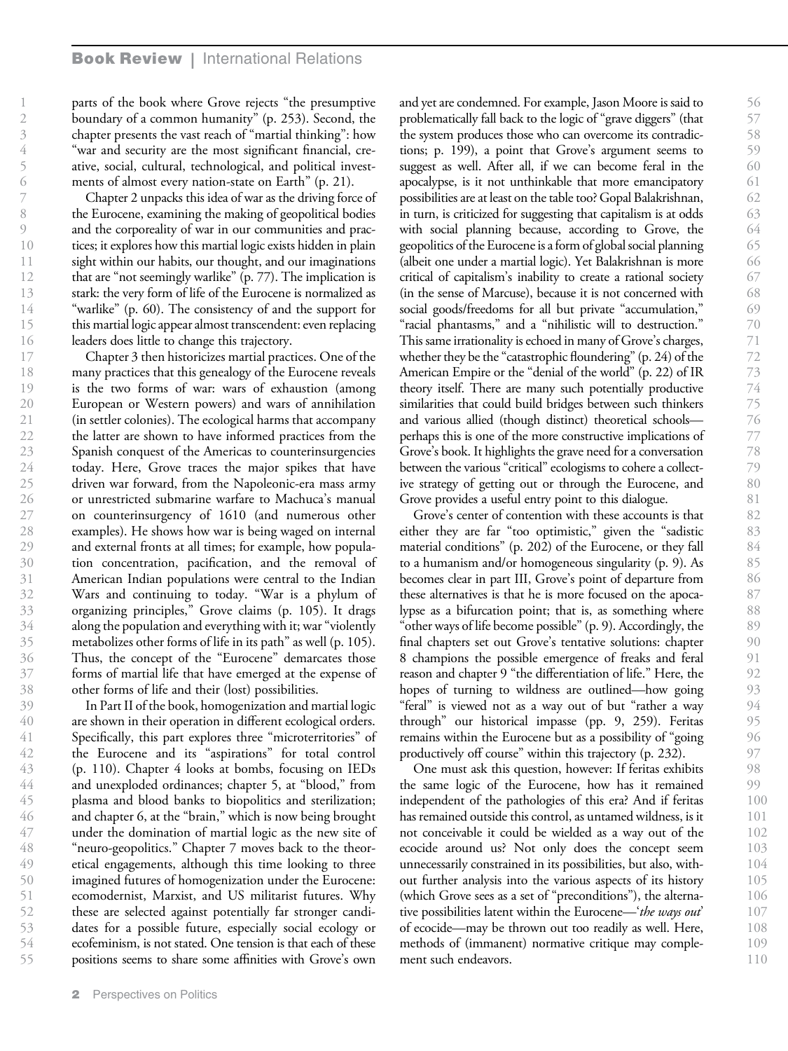parts of the book where Grove rejects "the presumptive boundary of a common humanity" (p. 253). Second, the chapter presents the vast reach of "martial thinking": how "war and security are the most significant financial, creative, social, cultural, technological, and political investments of almost every nation-state on Earth" (p. 21).

Chapter 2 unpacks this idea of war as the driving force of the Eurocene, examining the making of geopolitical bodies and the corporeality of war in our communities and practices; it explores how this martial logic exists hidden in plain sight within our habits, our thought, and our imaginations that are "not seemingly warlike" (p. 77). The implication is stark: the very form of life of the Eurocene is normalized as "warlike" (p. 60). The consistency of and the support for this martial logic appear almost transcendent: even replacing leaders does little to change this trajectory.

Chapter 3 then historicizes martial practices. One of the many practices that this genealogy of the Eurocene reveals is the two forms of war: wars of exhaustion (among European or Western powers) and wars of annihilation (in settler colonies). The ecological harms that accompany the latter are shown to have informed practices from the Spanish conquest of the Americas to counterinsurgencies today. Here, Grove traces the major spikes that have driven war forward, from the Napoleonic-era mass army or unrestricted submarine warfare to Machuca's manual on counterinsurgency of 1610 (and numerous other examples). He shows how war is being waged on internal and external fronts at all times; for example, how population concentration, pacification, and the removal of American Indian populations were central to the Indian Wars and continuing to today. "War is a phylum of organizing principles," Grove claims (p. 105). It drags along the population and everything with it; war "violently metabolizes other forms of life in its path" as well (p. 105). Thus, the concept of the "Eurocene" demarcates those forms of martial life that have emerged at the expense of other forms of life and their (lost) possibilities.

In Part II of the book, homogenization and martial logic are shown in their operation in different ecological orders. Specifically, this part explores three "microterritories" of the Eurocene and its "aspirations" for total control (p. 110). Chapter 4 looks at bombs, focusing on IEDs and unexploded ordinances; chapter 5, at "blood," from plasma and blood banks to biopolitics and sterilization; and chapter 6, at the "brain," which is now being brought under the domination of martial logic as the new site of "neuro-geopolitics." Chapter 7 moves back to the theoretical engagements, although this time looking to three imagined futures of homogenization under the Eurocene: ecomodernist, Marxist, and US militarist futures. Why these are selected against potentially far stronger candidates for a possible future, especially social ecology or ecofeminism, is not stated. One tension is that each of these positions seems to share some affinities with Grove's own and yet are condemned. For example, Jason Moore is said to problematically fall back to the logic of "grave diggers" (that the system produces those who can overcome its contradictions; p. 199), a point that Grove's argument seems to suggest as well. After all, if we can become feral in the apocalypse, is it not unthinkable that more emancipatory possibilities are at least on the table too? Gopal Balakrishnan, in turn, is criticized for suggesting that capitalism is at odds with social planning because, according to Grove, the geopolitics of the Eurocene is a form of global social planning (albeit one under a martial logic). Yet Balakrishnan is more critical of capitalism's inability to create a rational society (in the sense of Marcuse), because it is not concerned with social goods/freedoms for all but private "accumulation," "racial phantasms," and a "nihilistic will to destruction." This same irrationality is echoed in many of Grove's charges, whether they be the "catastrophic floundering" (p. 24) of the American Empire or the "denial of the world" (p. 22) of IR theory itself. There are many such potentially productive similarities that could build bridges between such thinkers and various allied (though distinct) theoretical schools—perhaps this is one of the more constructive implications of Grove's book. It highlights the grave need for a conversation between the various "critical" ecologisms to cohere a collective strategy of getting out or through the Eurocene, and Grove provides a useful entry point to this dialogue.

Grove's center of contention with these accounts is that either they are far "too optimistic," given the "sadistic material conditions" (p. 202) of the Eurocene, or they fall to a humanism and/or homogeneous singularity (p. 9). As becomes clear in part III, Grove's point of departure from these alternatives is that he is more focused on the apocalypse as a bifurcation point; that is, as something where "other ways of life become possible" (p. 9). Accordingly, the final chapters set out Grove's tentative solutions: chapter 8 champions the possible emergence of freaks and feral reason and chapter 9 "the differentiation of life." Here, the hopes of turning to wildness are outlined—how going "feral" is viewed not as a way out of but "rather a way through" our historical impasse (pp. 9, 259). Feritas remains within the Eurocene but as a possibility of "going productively off course" within this trajectory (p. 232).

One must ask this question, however: If feritas exhibits the same logic of the Eurocene, how has it remained independent of the pathologies of this era? And if feritas has remained outside this control, as untamed wildness, is it not conceivable it could be wielded as a way out of the ecocide around us? Not only does the concept seem unnecessarily constrained in its possibilities, but also, without further analysis into the various aspects of its history (which Grove sees as a set of "preconditions"), the alternative possibilities latent within the Eurocene—'*the ways out*' of ecocide—may be thrown out too readily as well. Here, methods of (immanent) normative critique may complement such endeavors.